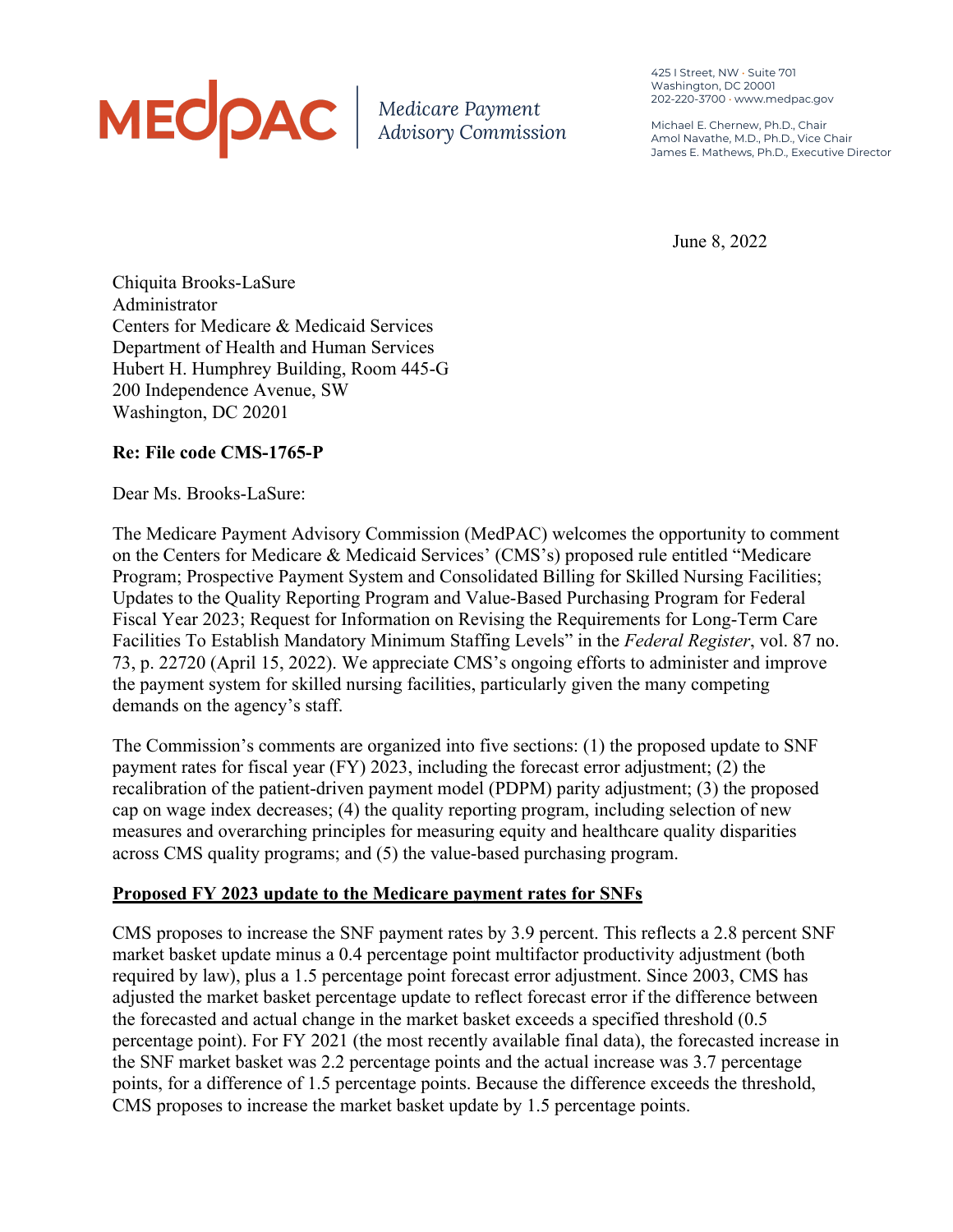MEDPAC | *Medicare Payment Advisory Commission*

425 I Street, NW • Suite 701
Washington, DC 20001
202-220-3700 • www.medpac.gov

Michael E. Chernew, Ph.D., Chair
Amol Navathe, M.D., Ph.D., Vice Chair
James E. Mathews, Ph.D., Executive Director

June 8, 2022

Chiquita Brooks-LaSure
Administrator
Centers for Medicare & Medicaid Services
Department of Health and Human Services
Hubert H. Humphrey Building, Room 445-G
200 Independence Avenue, SW
Washington, DC 20201

**Re: File code CMS-1765-P**

Dear Ms. Brooks-LaSure:

The Medicare Payment Advisory Commission (MedPAC) welcomes the opportunity to comment on the Centers for Medicare & Medicaid Services' (CMS's) proposed rule entitled "Medicare Program; Prospective Payment System and Consolidated Billing for Skilled Nursing Facilities; Updates to the Quality Reporting Program and Value-Based Purchasing Program for Federal Fiscal Year 2023; Request for Information on Revising the Requirements for Long-Term Care Facilities To Establish Mandatory Minimum Staffing Levels" in the *Federal Register*, vol. 87 no. 73, p. 22720 (April 15, 2022). We appreciate CMS's ongoing efforts to administer and improve the payment system for skilled nursing facilities, particularly given the many competing demands on the agency's staff.

The Commission's comments are organized into five sections: (1) the proposed update to SNF payment rates for fiscal year (FY) 2023, including the forecast error adjustment; (2) the recalibration of the patient-driven payment model (PDPM) parity adjustment; (3) the proposed cap on wage index decreases; (4) the quality reporting program, including selection of new measures and overarching principles for measuring equity and healthcare quality disparities across CMS quality programs; and (5) the value-based purchasing program.

**Proposed FY 2023 update to the Medicare payment rates for SNFs**

CMS proposes to increase the SNF payment rates by 3.9 percent. This reflects a 2.8 percent SNF market basket update minus a 0.4 percentage point multifactor productivity adjustment (both required by law), plus a 1.5 percentage point forecast error adjustment. Since 2003, CMS has adjusted the market basket percentage update to reflect forecast error if the difference between the forecasted and actual change in the market basket exceeds a specified threshold (0.5 percentage point). For FY 2021 (the most recently available final data), the forecasted increase in the SNF market basket was 2.2 percentage points and the actual increase was 3.7 percentage points, for a difference of 1.5 percentage points. Because the difference exceeds the threshold, CMS proposes to increase the market basket update by 1.5 percentage points.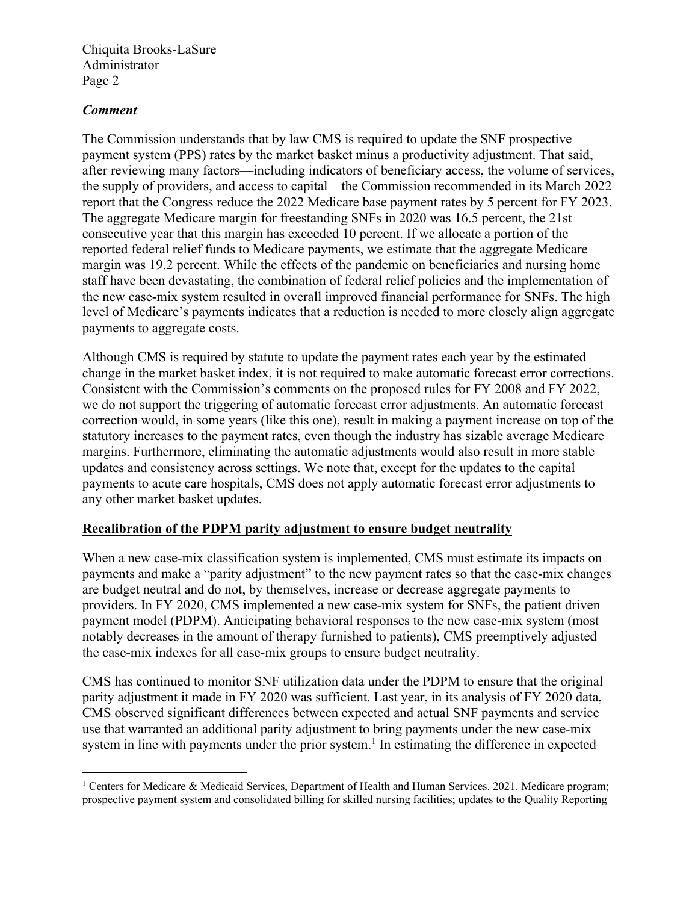### *Comment*

The Commission understands that by law CMS is required to update the SNF prospective payment system (PPS) rates by the market basket minus a productivity adjustment. That said, after reviewing many factors—including indicators of beneficiary access, the volume of services, the supply of providers, and access to capital—the Commission recommended in its March 2022 report that the Congress reduce the 2022 Medicare base payment rates by 5 percent for FY 2023. The aggregate Medicare margin for freestanding SNFs in 2020 was 16.5 percent, the 21st consecutive year that this margin has exceeded 10 percent. If we allocate a portion of the reported federal relief funds to Medicare payments, we estimate that the aggregate Medicare margin was 19.2 percent. While the effects of the pandemic on beneficiaries and nursing home staff have been devastating, the combination of federal relief policies and the implementation of the new case-mix system resulted in overall improved financial performance for SNFs. The high level of Medicare's payments indicates that a reduction is needed to more closely align aggregate payments to aggregate costs.

Although CMS is required by statute to update the payment rates each year by the estimated change in the market basket index, it is not required to make automatic forecast error corrections. Consistent with the Commission's comments on the proposed rules for FY 2008 and FY 2022, we do not support the triggering of automatic forecast error adjustments. An automatic forecast correction would, in some years (like this one), result in making a payment increase on top of the statutory increases to the payment rates, even though the industry has sizable average Medicare margins. Furthermore, eliminating the automatic adjustments would also result in more stable updates and consistency across settings. We note that, except for the updates to the capital payments to acute care hospitals, CMS does not apply automatic forecast error adjustments to any other market basket updates.

## Recalibration of the PDPM parity adjustment to ensure budget neutrality

When a new case-mix classification system is implemented, CMS must estimate its impacts on payments and make a "parity adjustment" to the new payment rates so that the case-mix changes are budget neutral and do not, by themselves, increase or decrease aggregate payments to providers. In FY 2020, CMS implemented a new case-mix system for SNFs, the patient driven payment model (PDPM). Anticipating behavioral responses to the new case-mix system (most notably decreases in the amount of therapy furnished to patients), CMS preemptively adjusted the case-mix indexes for all case-mix groups to ensure budget neutrality.

CMS has continued to monitor SNF utilization data under the PDPM to ensure that the original parity adjustment it made in FY 2020 was sufficient. Last year, in its analysis of FY 2020 data, CMS observed significant differences between expected and actual SNF payments and service use that warranted an additional parity adjustment to bring payments under the new case-mix system in line with payments under the prior system.[1] In estimating the difference in expected

---

[1] Centers for Medicare & Medicaid Services, Department of Health and Human Services. 2021. Medicare program; prospective payment system and consolidated billing for skilled nursing facilities; updates to the Quality Reporting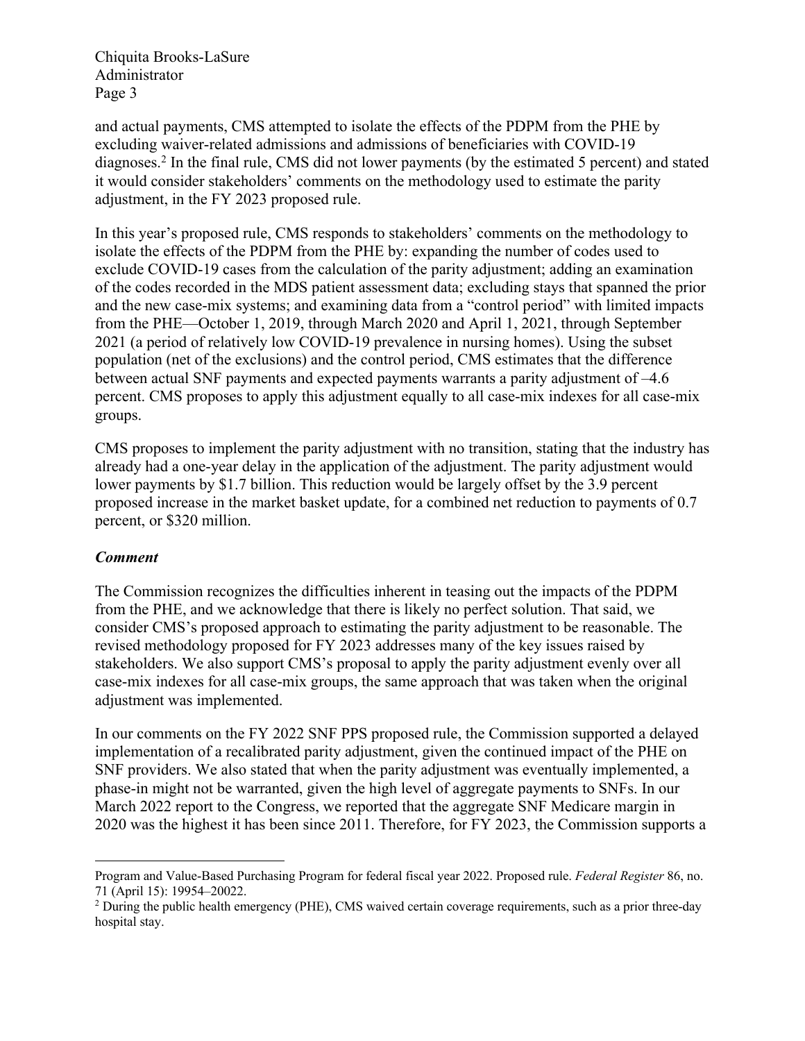and actual payments, CMS attempted to isolate the effects of the PDPM from the PHE by excluding waiver-related admissions and admissions of beneficiaries with COVID-19 diagnoses.[2] In the final rule, CMS did not lower payments (by the estimated 5 percent) and stated it would consider stakeholders' comments on the methodology used to estimate the parity adjustment, in the FY 2023 proposed rule.

In this year's proposed rule, CMS responds to stakeholders' comments on the methodology to isolate the effects of the PDPM from the PHE by: expanding the number of codes used to exclude COVID-19 cases from the calculation of the parity adjustment; adding an examination of the codes recorded in the MDS patient assessment data; excluding stays that spanned the prior and the new case-mix systems; and examining data from a "control period" with limited impacts from the PHE—October 1, 2019, through March 2020 and April 1, 2021, through September 2021 (a period of relatively low COVID-19 prevalence in nursing homes). Using the subset population (net of the exclusions) and the control period, CMS estimates that the difference between actual SNF payments and expected payments warrants a parity adjustment of –4.6 percent. CMS proposes to apply this adjustment equally to all case-mix indexes for all case-mix groups.

CMS proposes to implement the parity adjustment with no transition, stating that the industry has already had a one-year delay in the application of the adjustment. The parity adjustment would lower payments by $1.7 billion. This reduction would be largely offset by the 3.9 percent proposed increase in the market basket update, for a combined net reduction to payments of 0.7 percent, or $320 million.

***Comment***

The Commission recognizes the difficulties inherent in teasing out the impacts of the PDPM from the PHE, and we acknowledge that there is likely no perfect solution. That said, we consider CMS's proposed approach to estimating the parity adjustment to be reasonable. The revised methodology proposed for FY 2023 addresses many of the key issues raised by stakeholders. We also support CMS's proposal to apply the parity adjustment evenly over all case-mix indexes for all case-mix groups, the same approach that was taken when the original adjustment was implemented.

In our comments on the FY 2022 SNF PPS proposed rule, the Commission supported a delayed implementation of a recalibrated parity adjustment, given the continued impact of the PHE on SNF providers. We also stated that when the parity adjustment was eventually implemented, a phase-in might not be warranted, given the high level of aggregate payments to SNFs. In our March 2022 report to the Congress, we reported that the aggregate SNF Medicare margin in 2020 was the highest it has been since 2011. Therefore, for FY 2023, the Commission supports a

---

Program and Value-Based Purchasing Program for federal fiscal year 2022. Proposed rule. *Federal Register* 86, no. 71 (April 15): 19954–20022.

[2] During the public health emergency (PHE), CMS waived certain coverage requirements, such as a prior three-day hospital stay.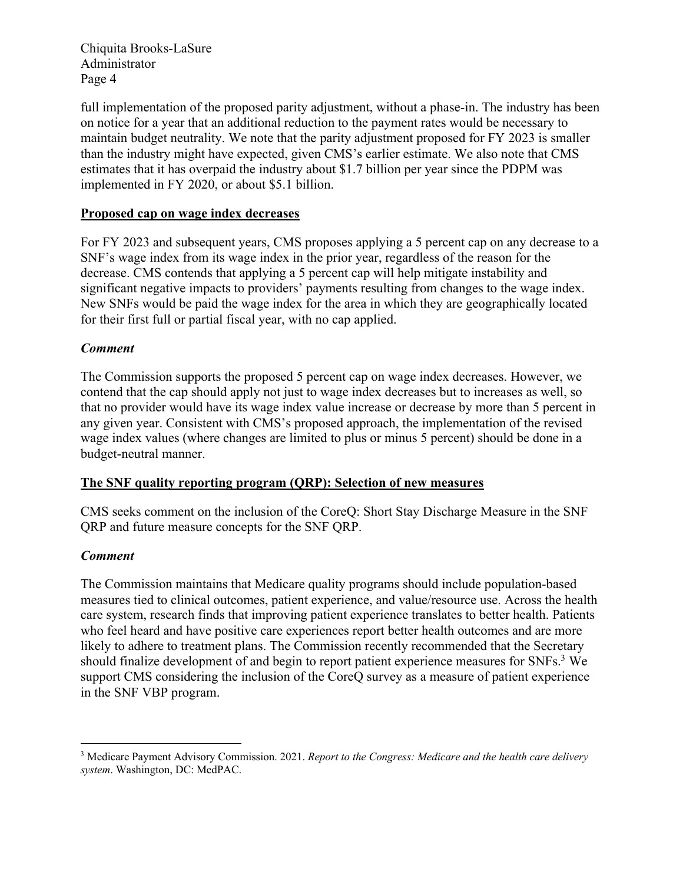full implementation of the proposed parity adjustment, without a phase-in. The industry has been on notice for a year that an additional reduction to the payment rates would be necessary to maintain budget neutrality. We note that the parity adjustment proposed for FY 2023 is smaller than the industry might have expected, given CMS's earlier estimate. We also note that CMS estimates that it has overpaid the industry about $1.7 billion per year since the PDPM was implemented in FY 2020, or about $5.1 billion.

**Proposed cap on wage index decreases**

For FY 2023 and subsequent years, CMS proposes applying a 5 percent cap on any decrease to a SNF's wage index from its wage index in the prior year, regardless of the reason for the decrease. CMS contends that applying a 5 percent cap will help mitigate instability and significant negative impacts to providers' payments resulting from changes to the wage index. New SNFs would be paid the wage index for the area in which they are geographically located for their first full or partial fiscal year, with no cap applied.

***Comment***

The Commission supports the proposed 5 percent cap on wage index decreases. However, we contend that the cap should apply not just to wage index decreases but to increases as well, so that no provider would have its wage index value increase or decrease by more than 5 percent in any given year. Consistent with CMS's proposed approach, the implementation of the revised wage index values (where changes are limited to plus or minus 5 percent) should be done in a budget-neutral manner.

**The SNF quality reporting program (QRP): Selection of new measures**

CMS seeks comment on the inclusion of the CoreQ: Short Stay Discharge Measure in the SNF QRP and future measure concepts for the SNF QRP.

***Comment***

The Commission maintains that Medicare quality programs should include population-based measures tied to clinical outcomes, patient experience, and value/resource use. Across the health care system, research finds that improving patient experience translates to better health. Patients who feel heard and have positive care experiences report better health outcomes and are more likely to adhere to treatment plans. The Commission recently recommended that the Secretary should finalize development of and begin to report patient experience measures for SNFs.[3] We support CMS considering the inclusion of the CoreQ survey as a measure of patient experience in the SNF VBP program.

---

[3] Medicare Payment Advisory Commission. 2021. *Report to the Congress: Medicare and the health care delivery system*. Washington, DC: MedPAC.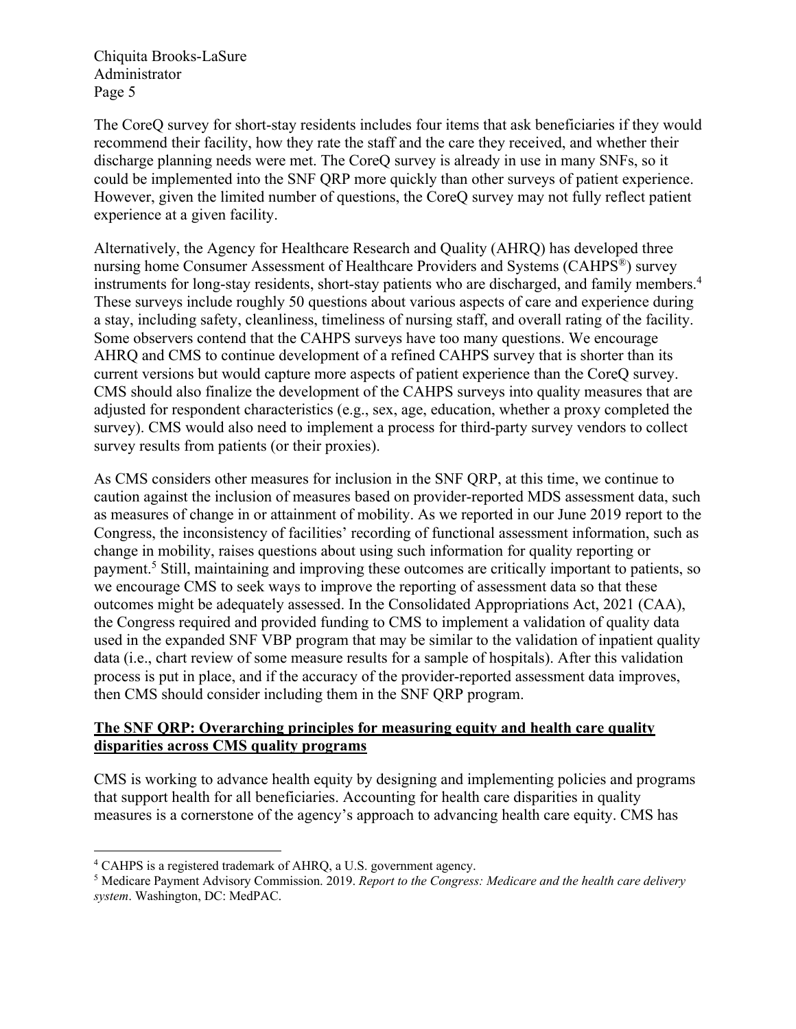The CoreQ survey for short-stay residents includes four items that ask beneficiaries if they would recommend their facility, how they rate the staff and the care they received, and whether their discharge planning needs were met. The CoreQ survey is already in use in many SNFs, so it could be implemented into the SNF QRP more quickly than other surveys of patient experience. However, given the limited number of questions, the CoreQ survey may not fully reflect patient experience at a given facility.

Alternatively, the Agency for Healthcare Research and Quality (AHRQ) has developed three nursing home Consumer Assessment of Healthcare Providers and Systems (CAHPS®) survey instruments for long-stay residents, short-stay patients who are discharged, and family members.[4] These surveys include roughly 50 questions about various aspects of care and experience during a stay, including safety, cleanliness, timeliness of nursing staff, and overall rating of the facility. Some observers contend that the CAHPS surveys have too many questions. We encourage AHRQ and CMS to continue development of a refined CAHPS survey that is shorter than its current versions but would capture more aspects of patient experience than the CoreQ survey. CMS should also finalize the development of the CAHPS surveys into quality measures that are adjusted for respondent characteristics (e.g., sex, age, education, whether a proxy completed the survey). CMS would also need to implement a process for third-party survey vendors to collect survey results from patients (or their proxies).

As CMS considers other measures for inclusion in the SNF QRP, at this time, we continue to caution against the inclusion of measures based on provider-reported MDS assessment data, such as measures of change in or attainment of mobility. As we reported in our June 2019 report to the Congress, the inconsistency of facilities' recording of functional assessment information, such as change in mobility, raises questions about using such information for quality reporting or payment.[5] Still, maintaining and improving these outcomes are critically important to patients, so we encourage CMS to seek ways to improve the reporting of assessment data so that these outcomes might be adequately assessed. In the Consolidated Appropriations Act, 2021 (CAA), the Congress required and provided funding to CMS to implement a validation of quality data used in the expanded SNF VBP program that may be similar to the validation of inpatient quality data (i.e., chart review of some measure results for a sample of hospitals). After this validation process is put in place, and if the accuracy of the provider-reported assessment data improves, then CMS should consider including them in the SNF QRP program.

## The SNF QRP: Overarching principles for measuring equity and health care quality disparities across CMS quality programs

CMS is working to advance health equity by designing and implementing policies and programs that support health for all beneficiaries. Accounting for health care disparities in quality measures is a cornerstone of the agency's approach to advancing health care equity. CMS has

---

[4] CAHPS is a registered trademark of AHRQ, a U.S. government agency.

[5] Medicare Payment Advisory Commission. 2019. *Report to the Congress: Medicare and the health care delivery system*. Washington, DC: MedPAC.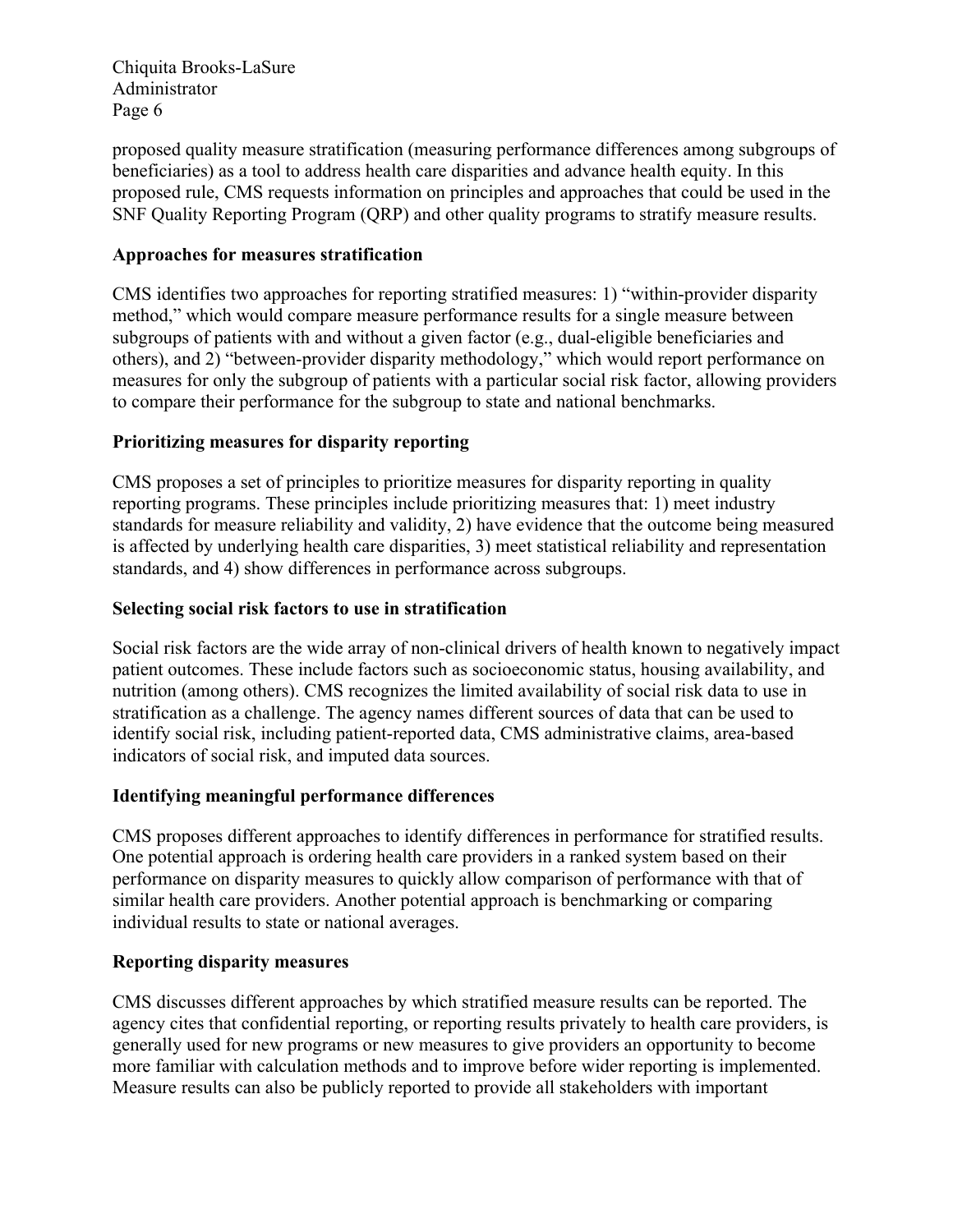proposed quality measure stratification (measuring performance differences among subgroups of beneficiaries) as a tool to address health care disparities and advance health equity. In this proposed rule, CMS requests information on principles and approaches that could be used in the SNF Quality Reporting Program (QRP) and other quality programs to stratify measure results.

**Approaches for measures stratification**

CMS identifies two approaches for reporting stratified measures: 1) "within-provider disparity method," which would compare measure performance results for a single measure between subgroups of patients with and without a given factor (e.g., dual-eligible beneficiaries and others), and 2) "between-provider disparity methodology," which would report performance on measures for only the subgroup of patients with a particular social risk factor, allowing providers to compare their performance for the subgroup to state and national benchmarks.

**Prioritizing measures for disparity reporting**

CMS proposes a set of principles to prioritize measures for disparity reporting in quality reporting programs. These principles include prioritizing measures that: 1) meet industry standards for measure reliability and validity, 2) have evidence that the outcome being measured is affected by underlying health care disparities, 3) meet statistical reliability and representation standards, and 4) show differences in performance across subgroups.

**Selecting social risk factors to use in stratification**

Social risk factors are the wide array of non-clinical drivers of health known to negatively impact patient outcomes. These include factors such as socioeconomic status, housing availability, and nutrition (among others). CMS recognizes the limited availability of social risk data to use in stratification as a challenge. The agency names different sources of data that can be used to identify social risk, including patient-reported data, CMS administrative claims, area-based indicators of social risk, and imputed data sources.

**Identifying meaningful performance differences**

CMS proposes different approaches to identify differences in performance for stratified results. One potential approach is ordering health care providers in a ranked system based on their performance on disparity measures to quickly allow comparison of performance with that of similar health care providers. Another potential approach is benchmarking or comparing individual results to state or national averages.

**Reporting disparity measures**

CMS discusses different approaches by which stratified measure results can be reported. The agency cites that confidential reporting, or reporting results privately to health care providers, is generally used for new programs or new measures to give providers an opportunity to become more familiar with calculation methods and to improve before wider reporting is implemented. Measure results can also be publicly reported to provide all stakeholders with important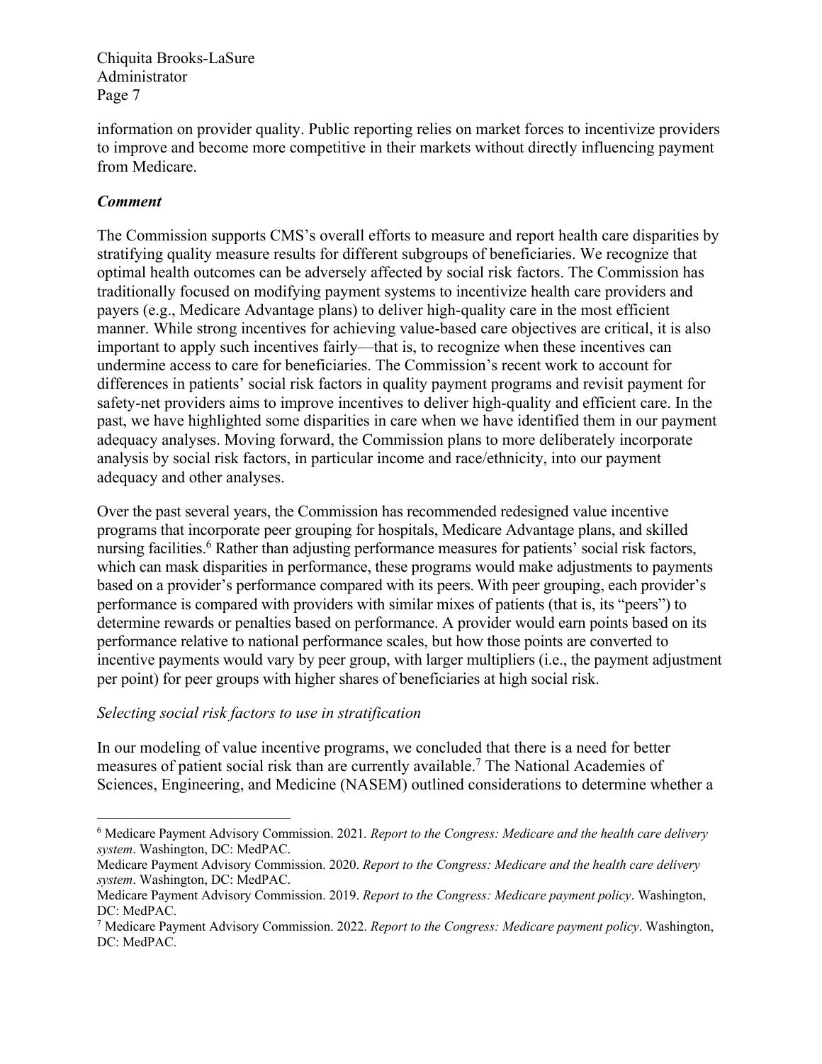information on provider quality. Public reporting relies on market forces to incentivize providers to improve and become more competitive in their markets without directly influencing payment from Medicare.

### *Comment*

The Commission supports CMS's overall efforts to measure and report health care disparities by stratifying quality measure results for different subgroups of beneficiaries. We recognize that optimal health outcomes can be adversely affected by social risk factors. The Commission has traditionally focused on modifying payment systems to incentivize health care providers and payers (e.g., Medicare Advantage plans) to deliver high-quality care in the most efficient manner. While strong incentives for achieving value-based care objectives are critical, it is also important to apply such incentives fairly—that is, to recognize when these incentives can undermine access to care for beneficiaries. The Commission's recent work to account for differences in patients' social risk factors in quality payment programs and revisit payment for safety-net providers aims to improve incentives to deliver high-quality and efficient care. In the past, we have highlighted some disparities in care when we have identified them in our payment adequacy analyses. Moving forward, the Commission plans to more deliberately incorporate analysis by social risk factors, in particular income and race/ethnicity, into our payment adequacy and other analyses.

Over the past several years, the Commission has recommended redesigned value incentive programs that incorporate peer grouping for hospitals, Medicare Advantage plans, and skilled nursing facilities.[6] Rather than adjusting performance measures for patients' social risk factors, which can mask disparities in performance, these programs would make adjustments to payments based on a provider's performance compared with its peers. With peer grouping, each provider's performance is compared with providers with similar mixes of patients (that is, its "peers") to determine rewards or penalties based on performance. A provider would earn points based on its performance relative to national performance scales, but how those points are converted to incentive payments would vary by peer group, with larger multipliers (i.e., the payment adjustment per point) for peer groups with higher shares of beneficiaries at high social risk.

*Selecting social risk factors to use in stratification*

In our modeling of value incentive programs, we concluded that there is a need for better measures of patient social risk than are currently available.[7] The National Academies of Sciences, Engineering, and Medicine (NASEM) outlined considerations to determine whether a

---

[6] Medicare Payment Advisory Commission. 2021. *Report to the Congress: Medicare and the health care delivery system*. Washington, DC: MedPAC.
Medicare Payment Advisory Commission. 2020. *Report to the Congress: Medicare and the health care delivery system*. Washington, DC: MedPAC.
Medicare Payment Advisory Commission. 2019. *Report to the Congress: Medicare payment policy*. Washington, DC: MedPAC.

[7] Medicare Payment Advisory Commission. 2022. *Report to the Congress: Medicare payment policy*. Washington, DC: MedPAC.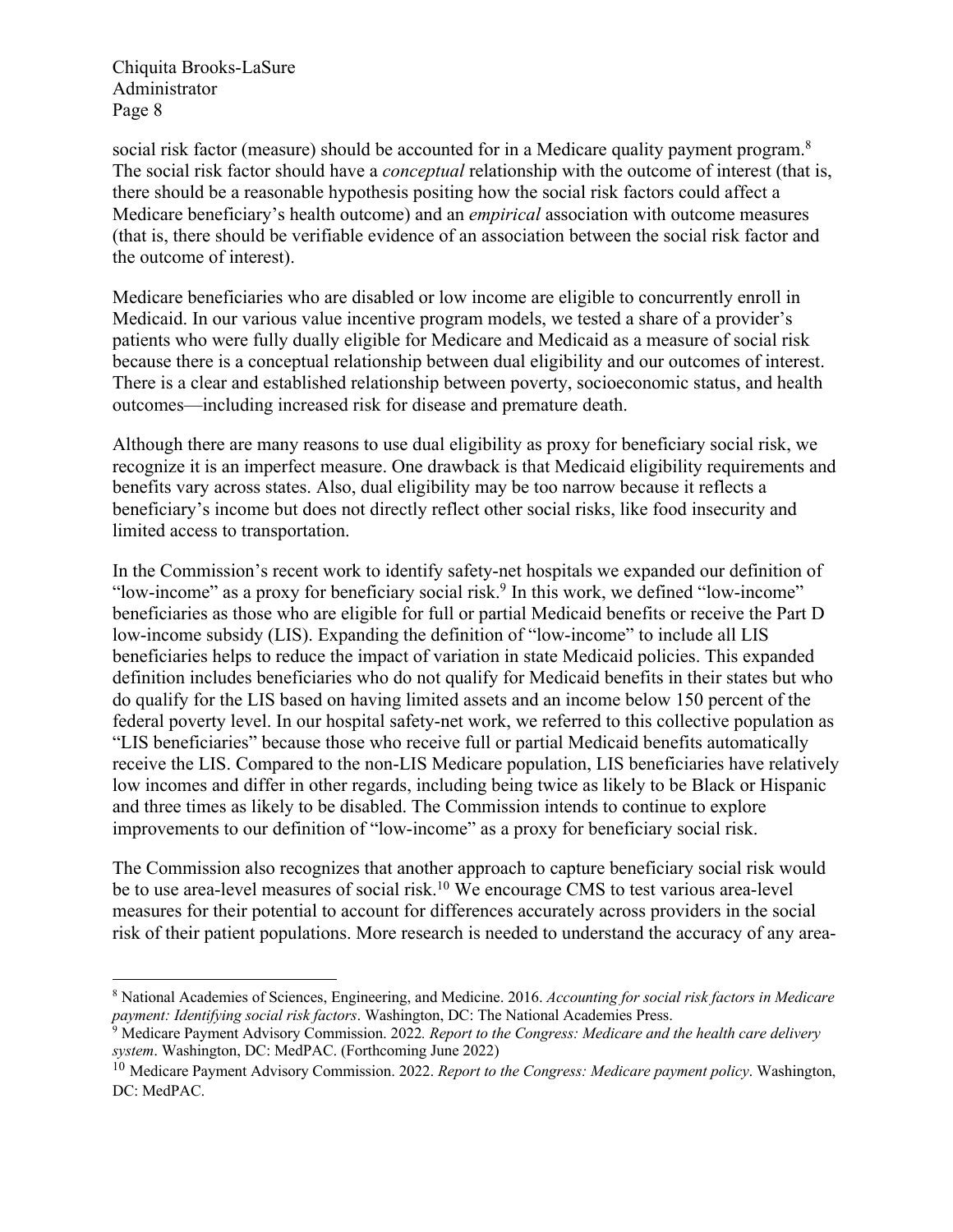social risk factor (measure) should be accounted for in a Medicare quality payment program.[8] The social risk factor should have a *conceptual* relationship with the outcome of interest (that is, there should be a reasonable hypothesis positing how the social risk factors could affect a Medicare beneficiary's health outcome) and an *empirical* association with outcome measures (that is, there should be verifiable evidence of an association between the social risk factor and the outcome of interest).

Medicare beneficiaries who are disabled or low income are eligible to concurrently enroll in Medicaid. In our various value incentive program models, we tested a share of a provider's patients who were fully dually eligible for Medicare and Medicaid as a measure of social risk because there is a conceptual relationship between dual eligibility and our outcomes of interest. There is a clear and established relationship between poverty, socioeconomic status, and health outcomes—including increased risk for disease and premature death.

Although there are many reasons to use dual eligibility as proxy for beneficiary social risk, we recognize it is an imperfect measure. One drawback is that Medicaid eligibility requirements and benefits vary across states. Also, dual eligibility may be too narrow because it reflects a beneficiary's income but does not directly reflect other social risks, like food insecurity and limited access to transportation.

In the Commission's recent work to identify safety-net hospitals we expanded our definition of "low-income" as a proxy for beneficiary social risk.[9] In this work, we defined "low-income" beneficiaries as those who are eligible for full or partial Medicaid benefits or receive the Part D low-income subsidy (LIS). Expanding the definition of "low-income" to include all LIS beneficiaries helps to reduce the impact of variation in state Medicaid policies. This expanded definition includes beneficiaries who do not qualify for Medicaid benefits in their states but who do qualify for the LIS based on having limited assets and an income below 150 percent of the federal poverty level. In our hospital safety-net work, we referred to this collective population as "LIS beneficiaries" because those who receive full or partial Medicaid benefits automatically receive the LIS. Compared to the non-LIS Medicare population, LIS beneficiaries have relatively low incomes and differ in other regards, including being twice as likely to be Black or Hispanic and three times as likely to be disabled. The Commission intends to continue to explore improvements to our definition of "low-income" as a proxy for beneficiary social risk.

The Commission also recognizes that another approach to capture beneficiary social risk would be to use area-level measures of social risk.[10] We encourage CMS to test various area-level measures for their potential to account for differences accurately across providers in the social risk of their patient populations. More research is needed to understand the accuracy of any area-

---

[8] National Academies of Sciences, Engineering, and Medicine. 2016. *Accounting for social risk factors in Medicare payment: Identifying social risk factors*. Washington, DC: The National Academies Press.

[9] Medicare Payment Advisory Commission. 2022. *Report to the Congress: Medicare and the health care delivery system*. Washington, DC: MedPAC. (Forthcoming June 2022)

[10] Medicare Payment Advisory Commission. 2022. *Report to the Congress: Medicare payment policy*. Washington, DC: MedPAC.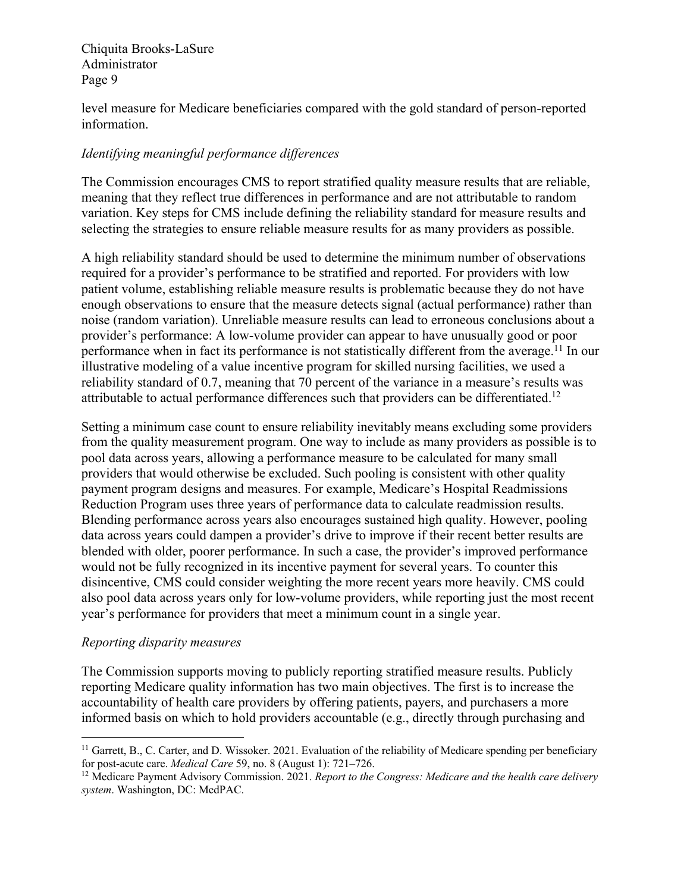level measure for Medicare beneficiaries compared with the gold standard of person-reported information.

*Identifying meaningful performance differences*

The Commission encourages CMS to report stratified quality measure results that are reliable, meaning that they reflect true differences in performance and are not attributable to random variation. Key steps for CMS include defining the reliability standard for measure results and selecting the strategies to ensure reliable measure results for as many providers as possible.

A high reliability standard should be used to determine the minimum number of observations required for a provider's performance to be stratified and reported. For providers with low patient volume, establishing reliable measure results is problematic because they do not have enough observations to ensure that the measure detects signal (actual performance) rather than noise (random variation). Unreliable measure results can lead to erroneous conclusions about a provider's performance: A low-volume provider can appear to have unusually good or poor performance when in fact its performance is not statistically different from the average.[11] In our illustrative modeling of a value incentive program for skilled nursing facilities, we used a reliability standard of 0.7, meaning that 70 percent of the variance in a measure's results was attributable to actual performance differences such that providers can be differentiated.[12]

Setting a minimum case count to ensure reliability inevitably means excluding some providers from the quality measurement program. One way to include as many providers as possible is to pool data across years, allowing a performance measure to be calculated for many small providers that would otherwise be excluded. Such pooling is consistent with other quality payment program designs and measures. For example, Medicare's Hospital Readmissions Reduction Program uses three years of performance data to calculate readmission results. Blending performance across years also encourages sustained high quality. However, pooling data across years could dampen a provider's drive to improve if their recent better results are blended with older, poorer performance. In such a case, the provider's improved performance would not be fully recognized in its incentive payment for several years. To counter this disincentive, CMS could consider weighting the more recent years more heavily. CMS could also pool data across years only for low-volume providers, while reporting just the most recent year's performance for providers that meet a minimum count in a single year.

*Reporting disparity measures*

The Commission supports moving to publicly reporting stratified measure results. Publicly reporting Medicare quality information has two main objectives. The first is to increase the accountability of health care providers by offering patients, payers, and purchasers a more informed basis on which to hold providers accountable (e.g., directly through purchasing and

---

[11] Garrett, B., C. Carter, and D. Wissoker. 2021. Evaluation of the reliability of Medicare spending per beneficiary for post-acute care. *Medical Care* 59, no. 8 (August 1): 721–726.

[12] Medicare Payment Advisory Commission. 2021. *Report to the Congress: Medicare and the health care delivery system*. Washington, DC: MedPAC.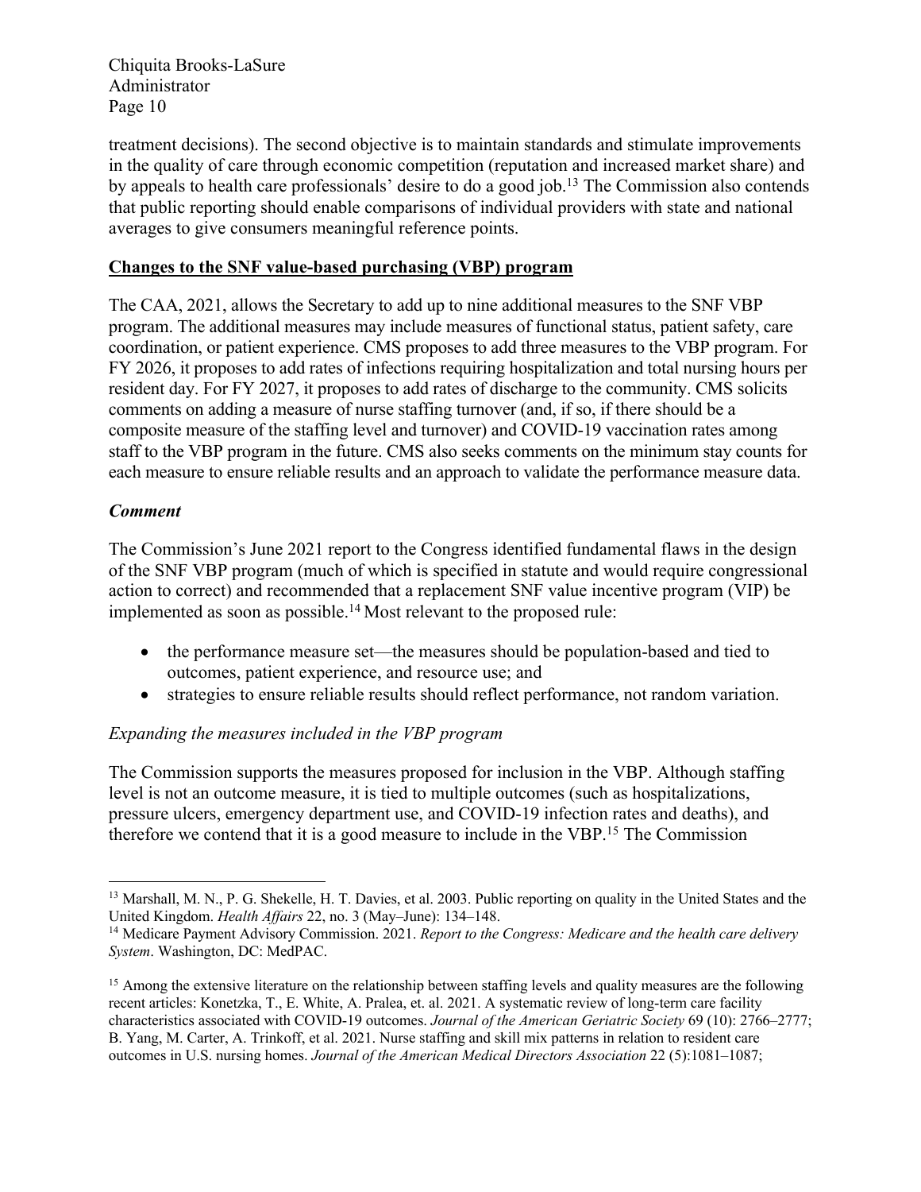treatment decisions). The second objective is to maintain standards and stimulate improvements in the quality of care through economic competition (reputation and increased market share) and by appeals to health care professionals' desire to do a good job.[13] The Commission also contends that public reporting should enable comparisons of individual providers with state and national averages to give consumers meaningful reference points.

**Changes to the SNF value-based purchasing (VBP) program**

The CAA, 2021, allows the Secretary to add up to nine additional measures to the SNF VBP program. The additional measures may include measures of functional status, patient safety, care coordination, or patient experience. CMS proposes to add three measures to the VBP program. For FY 2026, it proposes to add rates of infections requiring hospitalization and total nursing hours per resident day. For FY 2027, it proposes to add rates of discharge to the community. CMS solicits comments on adding a measure of nurse staffing turnover (and, if so, if there should be a composite measure of the staffing level and turnover) and COVID-19 vaccination rates among staff to the VBP program in the future. CMS also seeks comments on the minimum stay counts for each measure to ensure reliable results and an approach to validate the performance measure data.

***Comment***

The Commission's June 2021 report to the Congress identified fundamental flaws in the design of the SNF VBP program (much of which is specified in statute and would require congressional action to correct) and recommended that a replacement SNF value incentive program (VIP) be implemented as soon as possible.[14] Most relevant to the proposed rule:

- the performance measure set—the measures should be population-based and tied to outcomes, patient experience, and resource use; and
- strategies to ensure reliable results should reflect performance, not random variation.

*Expanding the measures included in the VBP program*

The Commission supports the measures proposed for inclusion in the VBP. Although staffing level is not an outcome measure, it is tied to multiple outcomes (such as hospitalizations, pressure ulcers, emergency department use, and COVID-19 infection rates and deaths), and therefore we contend that it is a good measure to include in the VBP.[15] The Commission

---

[13] Marshall, M. N., P. G. Shekelle, H. T. Davies, et al. 2003. Public reporting on quality in the United States and the United Kingdom. *Health Affairs* 22, no. 3 (May–June): 134–148.

[14] Medicare Payment Advisory Commission. 2021. *Report to the Congress: Medicare and the health care delivery System*. Washington, DC: MedPAC.

[15] Among the extensive literature on the relationship between staffing levels and quality measures are the following recent articles: Konetzka, T., E. White, A. Pralea, et. al. 2021. A systematic review of long-term care facility characteristics associated with COVID-19 outcomes. *Journal of the American Geriatric Society* 69 (10): 2766–2777; B. Yang, M. Carter, A. Trinkoff, et al. 2021. Nurse staffing and skill mix patterns in relation to resident care outcomes in U.S. nursing homes. *Journal of the American Medical Directors Association* 22 (5):1081–1087;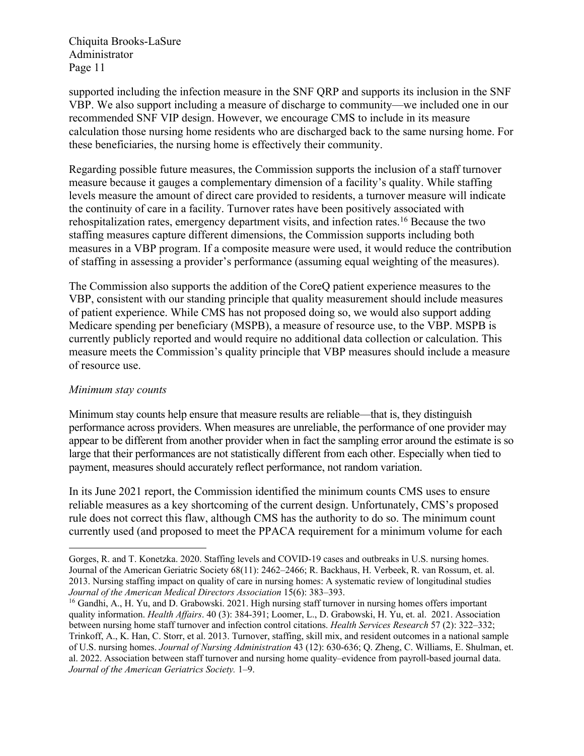supported including the infection measure in the SNF QRP and supports its inclusion in the SNF VBP. We also support including a measure of discharge to community—we included one in our recommended SNF VIP design. However, we encourage CMS to include in its measure calculation those nursing home residents who are discharged back to the same nursing home. For these beneficiaries, the nursing home is effectively their community.

Regarding possible future measures, the Commission supports the inclusion of a staff turnover measure because it gauges a complementary dimension of a facility's quality. While staffing levels measure the amount of direct care provided to residents, a turnover measure will indicate the continuity of care in a facility. Turnover rates have been positively associated with rehospitalization rates, emergency department visits, and infection rates.[16] Because the two staffing measures capture different dimensions, the Commission supports including both measures in a VBP program. If a composite measure were used, it would reduce the contribution of staffing in assessing a provider's performance (assuming equal weighting of the measures).

The Commission also supports the addition of the CoreQ patient experience measures to the VBP, consistent with our standing principle that quality measurement should include measures of patient experience. While CMS has not proposed doing so, we would also support adding Medicare spending per beneficiary (MSPB), a measure of resource use, to the VBP. MSPB is currently publicly reported and would require no additional data collection or calculation. This measure meets the Commission's quality principle that VBP measures should include a measure of resource use.

*Minimum stay counts*

Minimum stay counts help ensure that measure results are reliable—that is, they distinguish performance across providers. When measures are unreliable, the performance of one provider may appear to be different from another provider when in fact the sampling error around the estimate is so large that their performances are not statistically different from each other. Especially when tied to payment, measures should accurately reflect performance, not random variation.

In its June 2021 report, the Commission identified the minimum counts CMS uses to ensure reliable measures as a key shortcoming of the current design. Unfortunately, CMS's proposed rule does not correct this flaw, although CMS has the authority to do so. The minimum count currently used (and proposed to meet the PPACA requirement for a minimum volume for each

---

Gorges, R. and T. Konetzka. 2020. Staffing levels and COVID-19 cases and outbreaks in U.S. nursing homes. Journal of the American Geriatric Society 68(11): 2462–2466; R. Backhaus, H. Verbeek, R. van Rossum, et. al. 2013. Nursing staffing impact on quality of care in nursing homes: A systematic review of longitudinal studies *Journal of the American Medical Directors Association* 15(6): 383–393.

[16] Gandhi, A., H. Yu, and D. Grabowski. 2021. High nursing staff turnover in nursing homes offers important quality information. *Health Affairs*. 40 (3): 384-391; Loomer, L., D. Grabowski, H. Yu, et. al. 2021. Association between nursing home staff turnover and infection control citations. *Health Services Research* 57 (2): 322–332; Trinkoff, A., K. Han, C. Storr, et al. 2013. Turnover, staffing, skill mix, and resident outcomes in a national sample of U.S. nursing homes. *Journal of Nursing Administration* 43 (12): 630-636; Q. Zheng, C. Williams, E. Shulman, et. al. 2022. Association between staff turnover and nursing home quality–evidence from payroll-based journal data. *Journal of the American Geriatrics Society.* 1–9.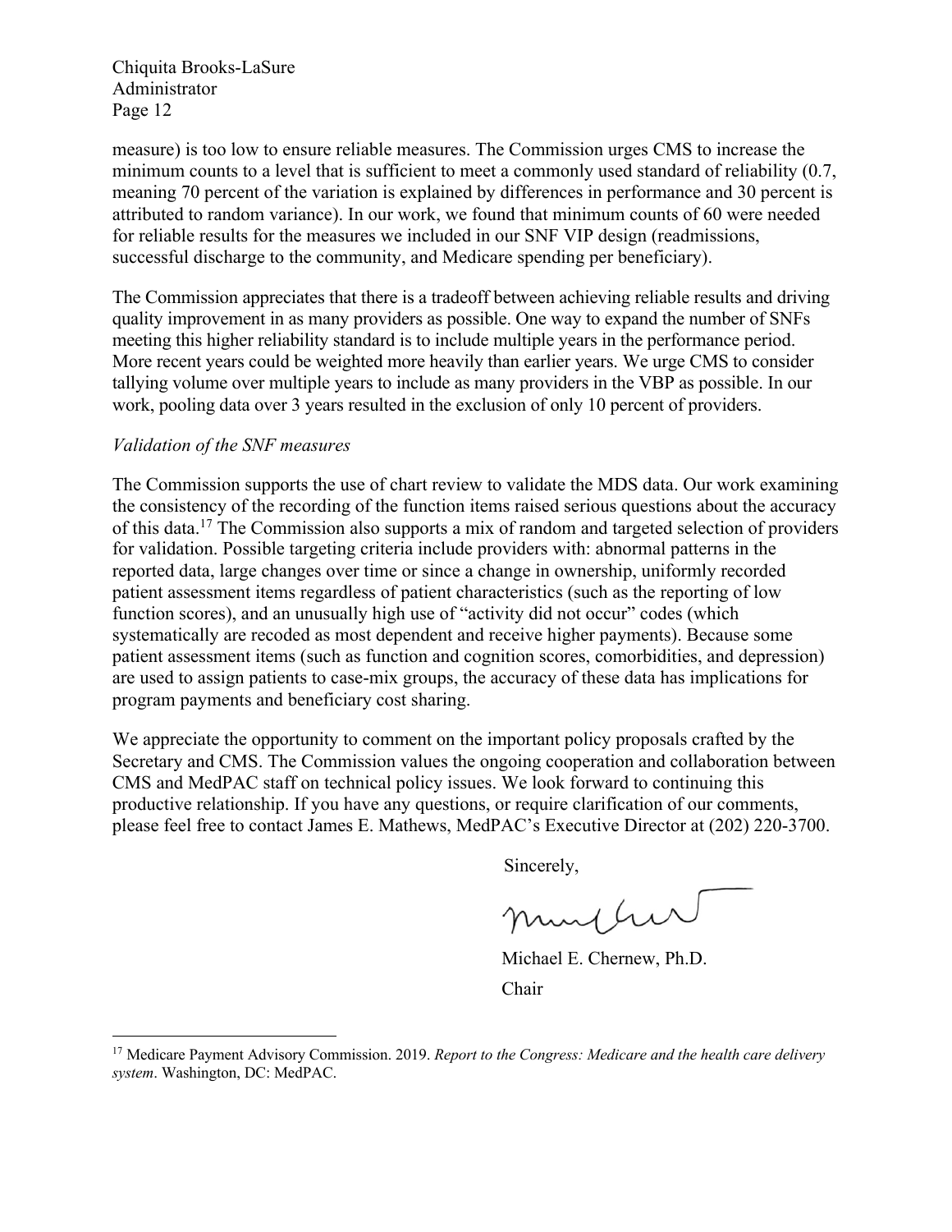measure) is too low to ensure reliable measures. The Commission urges CMS to increase the minimum counts to a level that is sufficient to meet a commonly used standard of reliability (0.7, meaning 70 percent of the variation is explained by differences in performance and 30 percent is attributed to random variance). In our work, we found that minimum counts of 60 were needed for reliable results for the measures we included in our SNF VIP design (readmissions, successful discharge to the community, and Medicare spending per beneficiary).

The Commission appreciates that there is a tradeoff between achieving reliable results and driving quality improvement in as many providers as possible. One way to expand the number of SNFs meeting this higher reliability standard is to include multiple years in the performance period. More recent years could be weighted more heavily than earlier years. We urge CMS to consider tallying volume over multiple years to include as many providers in the VBP as possible. In our work, pooling data over 3 years resulted in the exclusion of only 10 percent of providers.

*Validation of the SNF measures*

The Commission supports the use of chart review to validate the MDS data. Our work examining the consistency of the recording of the function items raised serious questions about the accuracy of this data.[17] The Commission also supports a mix of random and targeted selection of providers for validation. Possible targeting criteria include providers with: abnormal patterns in the reported data, large changes over time or since a change in ownership, uniformly recorded patient assessment items regardless of patient characteristics (such as the reporting of low function scores), and an unusually high use of "activity did not occur" codes (which systematically are recoded as most dependent and receive higher payments). Because some patient assessment items (such as function and cognition scores, comorbidities, and depression) are used to assign patients to case-mix groups, the accuracy of these data has implications for program payments and beneficiary cost sharing.

We appreciate the opportunity to comment on the important policy proposals crafted by the Secretary and CMS. The Commission values the ongoing cooperation and collaboration between CMS and MedPAC staff on technical policy issues. We look forward to continuing this productive relationship. If you have any questions, or require clarification of our comments, please feel free to contact James E. Mathews, MedPAC's Executive Director at (202) 220-3700.

Sincerely,

Michael E. Chernew, Ph.D.
Chair

---

[17] Medicare Payment Advisory Commission. 2019. *Report to the Congress: Medicare and the health care delivery system*. Washington, DC: MedPAC.